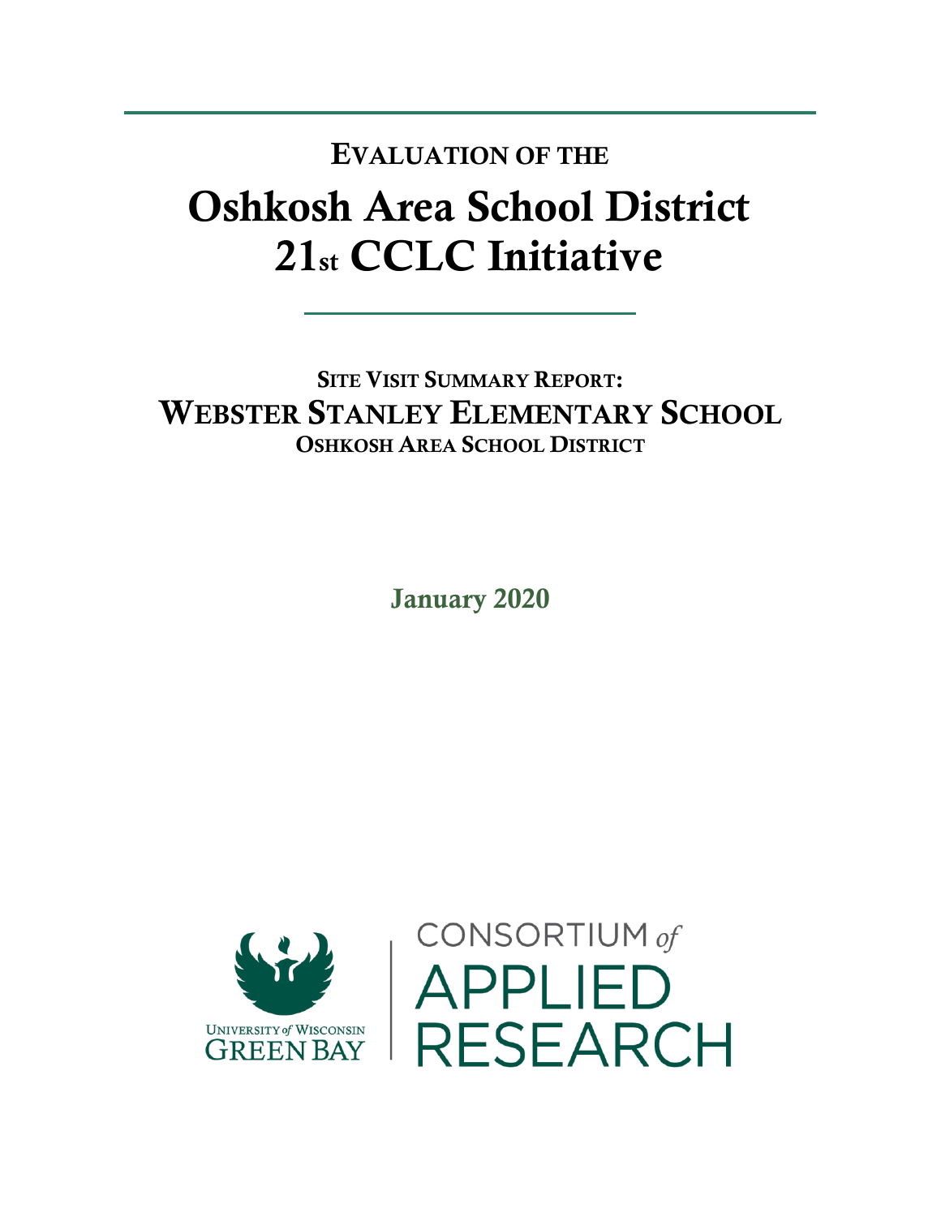# Evaluation of the

# Oshkosh Area School District 21st CCLC Initiative

## Site Visit Summary Report: Webster Stanley Elementary School

### Oshkosh Area School District

**January 2020**

University of Wisconsin Green Bay | Consortium of Applied Research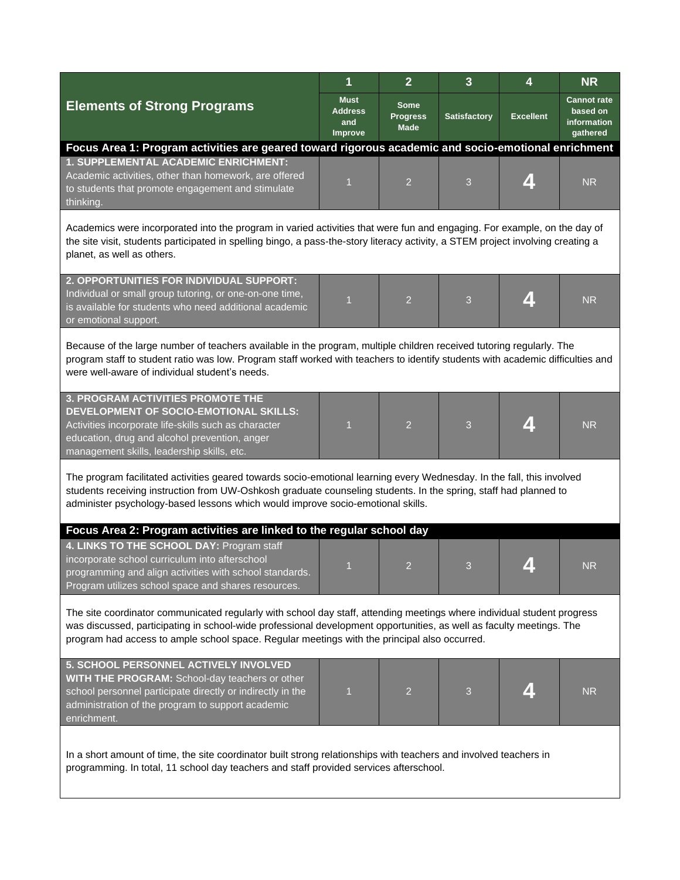| Elements of Strong Programs | 1 Must Address and Improve | 2 Some Progress Made | 3 Satisfactory | 4 Excellent | NR Cannot rate based on information gathered |
|---|---|---|---|---|---|
| **Focus Area 1: Program activities are geared toward rigorous academic and socio-emotional enrichment** | | | | | |
| **1. SUPPLEMENTAL ACADEMIC ENRICHMENT:** Academic activities, other than homework, are offered to students that promote engagement and stimulate thinking. | 1 | 2 | 3 | **4** | NR |
| Academics were incorporated into the program in varied activities that were fun and engaging. For example, on the day of the site visit, students participated in spelling bingo, a pass-the-story literacy activity, a STEM project involving creating a planet, as well as others. | | | | | |
| **2. OPPORTUNITIES FOR INDIVIDUAL SUPPORT:** Individual or small group tutoring, or one-on-one time, is available for students who need additional academic or emotional support. | 1 | 2 | 3 | **4** | NR |
| Because of the large number of teachers available in the program, multiple children received tutoring regularly. The program staff to student ratio was low. Program staff worked with teachers to identify students with academic difficulties and were well-aware of individual student's needs. | | | | | |
| **3. PROGRAM ACTIVITIES PROMOTE THE DEVELOPMENT OF SOCIO-EMOTIONAL SKILLS:** Activities incorporate life-skills such as character education, drug and alcohol prevention, anger management skills, leadership skills, etc. | 1 | 2 | 3 | **4** | NR |
| The program facilitated activities geared towards socio-emotional learning every Wednesday. In the fall, this involved students receiving instruction from UW-Oshkosh graduate counseling students. In the spring, staff had planned to administer psychology-based lessons which would improve socio-emotional skills. | | | | | |
| **Focus Area 2: Program activities are linked to the regular school day** | | | | | |
| **4. LINKS TO THE SCHOOL DAY:** Program staff incorporate school curriculum into afterschool programming and align activities with school standards. Program utilizes school space and shares resources. | 1 | 2 | 3 | **4** | NR |
| The site coordinator communicated regularly with school day staff, attending meetings where individual student progress was discussed, participating in school-wide professional development opportunities, as well as faculty meetings. The program had access to ample school space. Regular meetings with the principal also occurred. | | | | | |
| **5. SCHOOL PERSONNEL ACTIVELY INVOLVED WITH THE PROGRAM:** School-day teachers or other school personnel participate directly or indirectly in the administration of the program to support academic enrichment. | 1 | 2 | 3 | **4** | NR |
| In a short amount of time, the site coordinator built strong relationships with teachers and involved teachers in programming. In total, 11 school day teachers and staff provided services afterschool. | | | | | |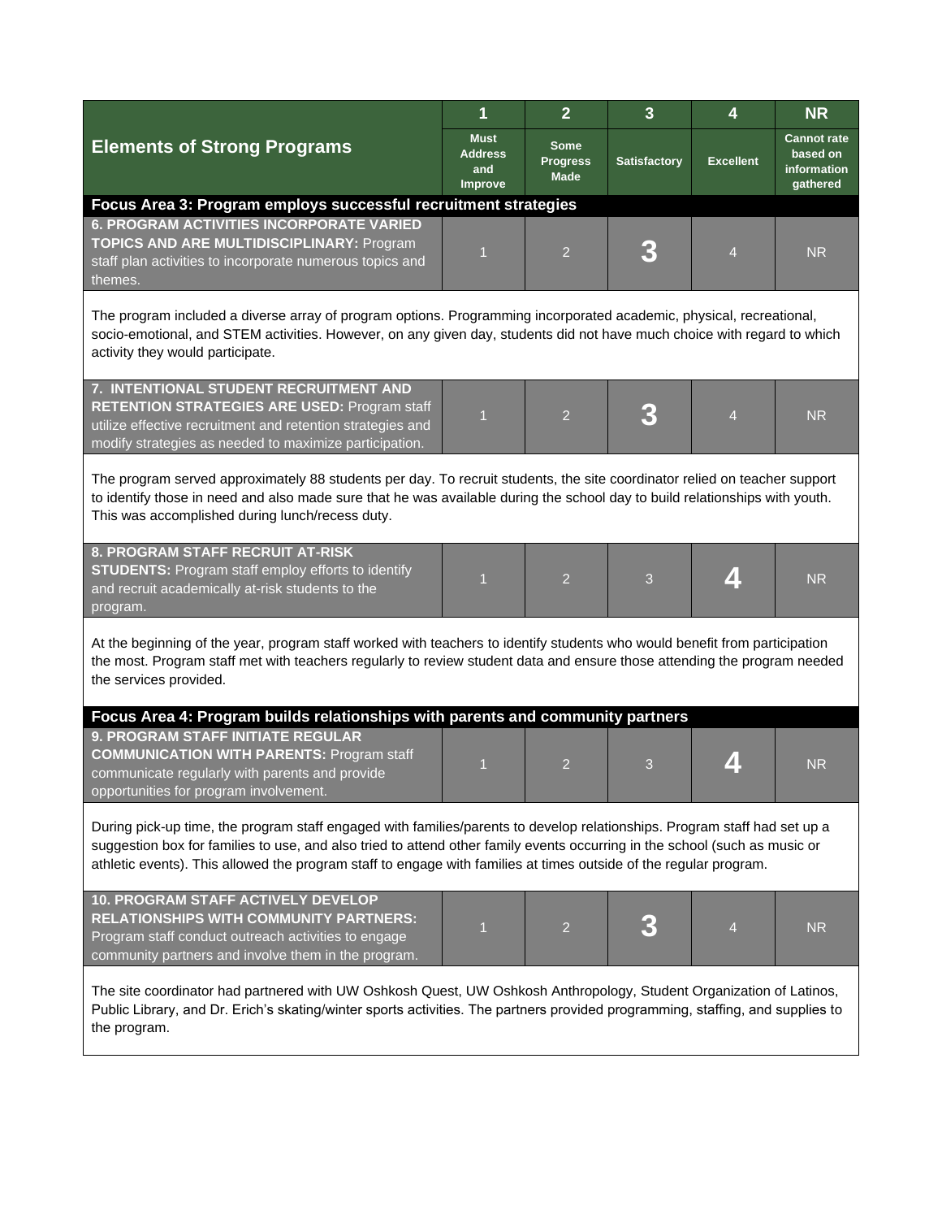| Elements of Strong Programs | 1 Must Address and Improve | 2 Some Progress Made | 3 Satisfactory | 4 Excellent | NR Cannot rate based on information gathered |
|---|---|---|---|---|---|
| **Focus Area 3: Program employs successful recruitment strategies** | | | | | |
| **6. PROGRAM ACTIVITIES INCORPORATE VARIED TOPICS AND ARE MULTIDISCIPLINARY:** Program staff plan activities to incorporate numerous topics and themes. | 1 | 2 | **3** | 4 | NR |
| The program included a diverse array of program options. Programming incorporated academic, physical, recreational, socio-emotional, and STEM activities. However, on any given day, students did not have much choice with regard to which activity they would participate. | | | | | |
| **7. INTENTIONAL STUDENT RECRUITMENT AND RETENTION STRATEGIES ARE USED:** Program staff utilize effective recruitment and retention strategies and modify strategies as needed to maximize participation. | 1 | 2 | **3** | 4 | NR |
| The program served approximately 88 students per day. To recruit students, the site coordinator relied on teacher support to identify those in need and also made sure that he was available during the school day to build relationships with youth. This was accomplished during lunch/recess duty. | | | | | |
| **8. PROGRAM STAFF RECRUIT AT-RISK STUDENTS:** Program staff employ efforts to identify and recruit academically at-risk students to the program. | 1 | 2 | 3 | **4** | NR |
| At the beginning of the year, program staff worked with teachers to identify students who would benefit from participation the most. Program staff met with teachers regularly to review student data and ensure those attending the program needed the services provided. | | | | | |
| **Focus Area 4: Program builds relationships with parents and community partners** | | | | | |
| **9. PROGRAM STAFF INITIATE REGULAR COMMUNICATION WITH PARENTS:** Program staff communicate regularly with parents and provide opportunities for program involvement. | 1 | 2 | 3 | **4** | NR |
| During pick-up time, the program staff engaged with families/parents to develop relationships. Program staff had set up a suggestion box for families to use, and also tried to attend other family events occurring in the school (such as music or athletic events). This allowed the program staff to engage with families at times outside of the regular program. | | | | | |
| **10. PROGRAM STAFF ACTIVELY DEVELOP RELATIONSHIPS WITH COMMUNITY PARTNERS:** Program staff conduct outreach activities to engage community partners and involve them in the program. | 1 | 2 | **3** | 4 | NR |
| The site coordinator had partnered with UW Oshkosh Quest, UW Oshkosh Anthropology, Student Organization of Latinos, Public Library, and Dr. Erich's skating/winter sports activities. The partners provided programming, staffing, and supplies to the program. | | | | | |